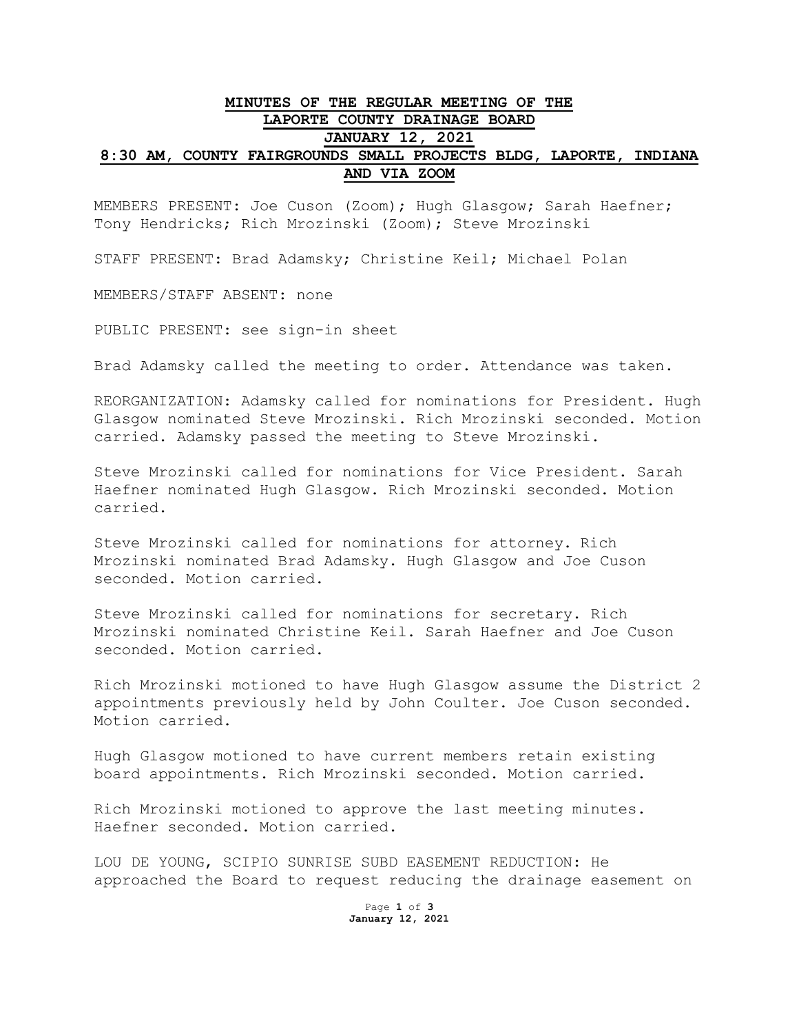# MINUTES OF THE REGULAR MEETING OF THE LAPORTE COUNTY DRAINAGE BOARD JANUARY 12, 2021 8:30 AM, COUNTY FAIRGROUNDS SMALL PROJECTS BLDG, LAPORTE, INDIANA AND VIA ZOOM

MEMBERS PRESENT: Joe Cuson (Zoom); Hugh Glasgow; Sarah Haefner; Tony Hendricks; Rich Mrozinski (Zoom); Steve Mrozinski

STAFF PRESENT: Brad Adamsky; Christine Keil; Michael Polan

MEMBERS/STAFF ABSENT: none

PUBLIC PRESENT: see sign-in sheet

Brad Adamsky called the meeting to order. Attendance was taken.

REORGANIZATION: Adamsky called for nominations for President. Hugh Glasgow nominated Steve Mrozinski. Rich Mrozinski seconded. Motion carried. Adamsky passed the meeting to Steve Mrozinski.

Steve Mrozinski called for nominations for Vice President. Sarah Haefner nominated Hugh Glasgow. Rich Mrozinski seconded. Motion carried.

Steve Mrozinski called for nominations for attorney. Rich Mrozinski nominated Brad Adamsky. Hugh Glasgow and Joe Cuson seconded. Motion carried.

Steve Mrozinski called for nominations for secretary. Rich Mrozinski nominated Christine Keil. Sarah Haefner and Joe Cuson seconded. Motion carried.

Rich Mrozinski motioned to have Hugh Glasgow assume the District 2 appointments previously held by John Coulter. Joe Cuson seconded. Motion carried.

Hugh Glasgow motioned to have current members retain existing board appointments. Rich Mrozinski seconded. Motion carried.

Rich Mrozinski motioned to approve the last meeting minutes. Haefner seconded. Motion carried.

LOU DE YOUNG, SCIPIO SUNRISE SUBD EASEMENT REDUCTION: He approached the Board to request reducing the drainage easement on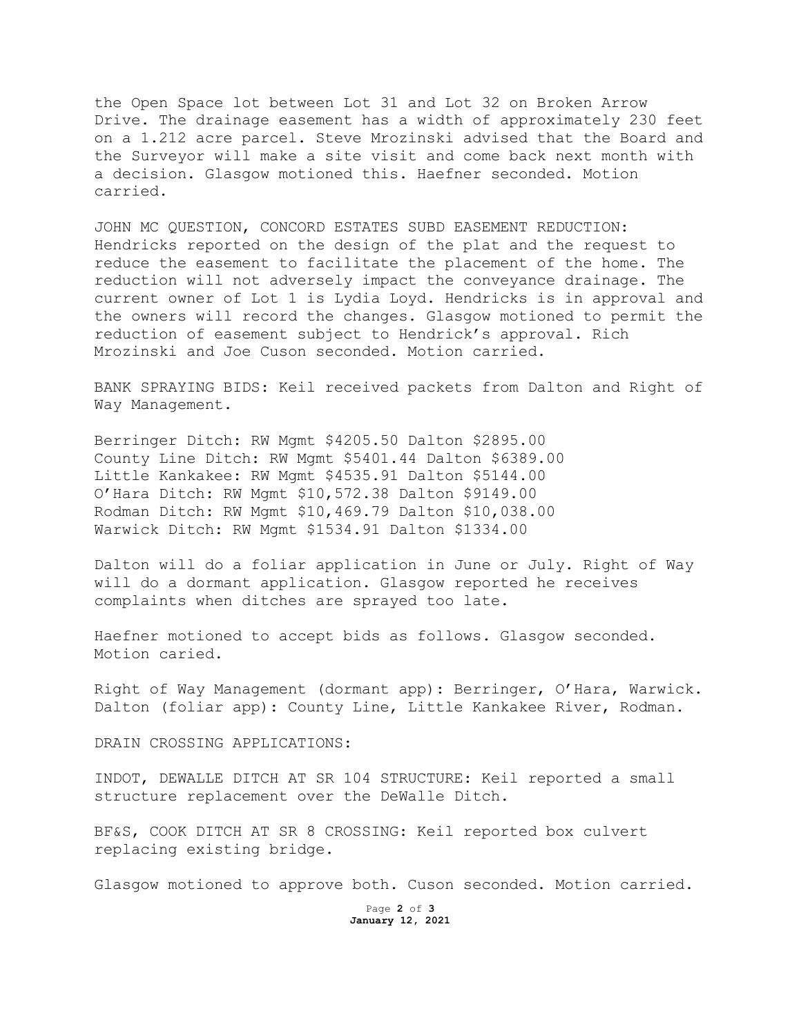the Open Space lot between Lot 31 and Lot 32 on Broken Arrow Drive. The drainage easement has a width of approximately 230 feet on a 1.212 acre parcel. Steve Mrozinski advised that the Board and the Surveyor will make a site visit and come back next month with a decision. Glasgow motioned this. Haefner seconded. Motion carried.

JOHN MC QUESTION, CONCORD ESTATES SUBD EASEMENT REDUCTION: Hendricks reported on the design of the plat and the request to reduce the easement to facilitate the placement of the home. The reduction will not adversely impact the conveyance drainage. The current owner of Lot 1 is Lydia Loyd. Hendricks is in approval and the owners will record the changes. Glasgow motioned to permit the reduction of easement subject to Hendrick's approval. Rich Mrozinski and Joe Cuson seconded. Motion carried.

BANK SPRAYING BIDS: Keil received packets from Dalton and Right of Way Management.

Berringer Ditch: RW Mgmt $4205.50 Dalton $2895.00
County Line Ditch: RW Mgmt $5401.44 Dalton $6389.00
Little Kankakee: RW Mgmt $4535.91 Dalton $5144.00
O'Hara Ditch: RW Mgmt $10,572.38 Dalton $9149.00
Rodman Ditch: RW Mgmt $10,469.79 Dalton $10,038.00
Warwick Ditch: RW Mgmt $1534.91 Dalton $1334.00

Dalton will do a foliar application in June or July. Right of Way will do a dormant application. Glasgow reported he receives complaints when ditches are sprayed too late.

Haefner motioned to accept bids as follows. Glasgow seconded. Motion caried.

Right of Way Management (dormant app): Berringer, O'Hara, Warwick.
Dalton (foliar app): County Line, Little Kankakee River, Rodman.

DRAIN CROSSING APPLICATIONS:

INDOT, DEWALLE DITCH AT SR 104 STRUCTURE: Keil reported a small structure replacement over the DeWalle Ditch.

BF&S, COOK DITCH AT SR 8 CROSSING: Keil reported box culvert replacing existing bridge.

Glasgow motioned to approve both. Cuson seconded. Motion carried.

January 12, 2021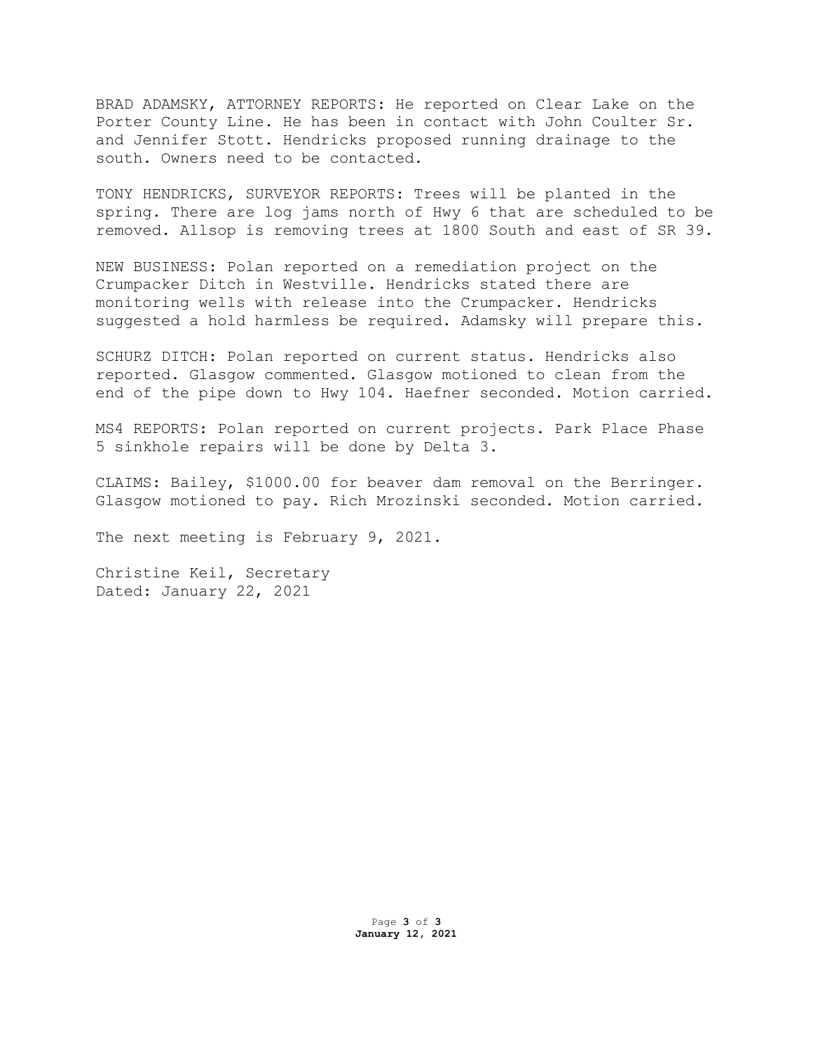BRAD ADAMSKY, ATTORNEY REPORTS: He reported on Clear Lake on the Porter County Line. He has been in contact with John Coulter Sr. and Jennifer Stott. Hendricks proposed running drainage to the south. Owners need to be contacted.

TONY HENDRICKS, SURVEYOR REPORTS: Trees will be planted in the spring. There are log jams north of Hwy 6 that are scheduled to be removed. Allsop is removing trees at 1800 South and east of SR 39.

NEW BUSINESS: Polan reported on a remediation project on the Crumpacker Ditch in Westville. Hendricks stated there are monitoring wells with release into the Crumpacker. Hendricks suggested a hold harmless be required. Adamsky will prepare this.

SCHURZ DITCH: Polan reported on current status. Hendricks also reported. Glasgow commented. Glasgow motioned to clean from the end of the pipe down to Hwy 104. Haefner seconded. Motion carried.

MS4 REPORTS: Polan reported on current projects. Park Place Phase 5 sinkhole repairs will be done by Delta 3.

CLAIMS: Bailey, $1000.00 for beaver dam removal on the Berringer. Glasgow motioned to pay. Rich Mrozinski seconded. Motion carried.

The next meeting is February 9, 2021.

Christine Keil, Secretary
Dated: January 22, 2021